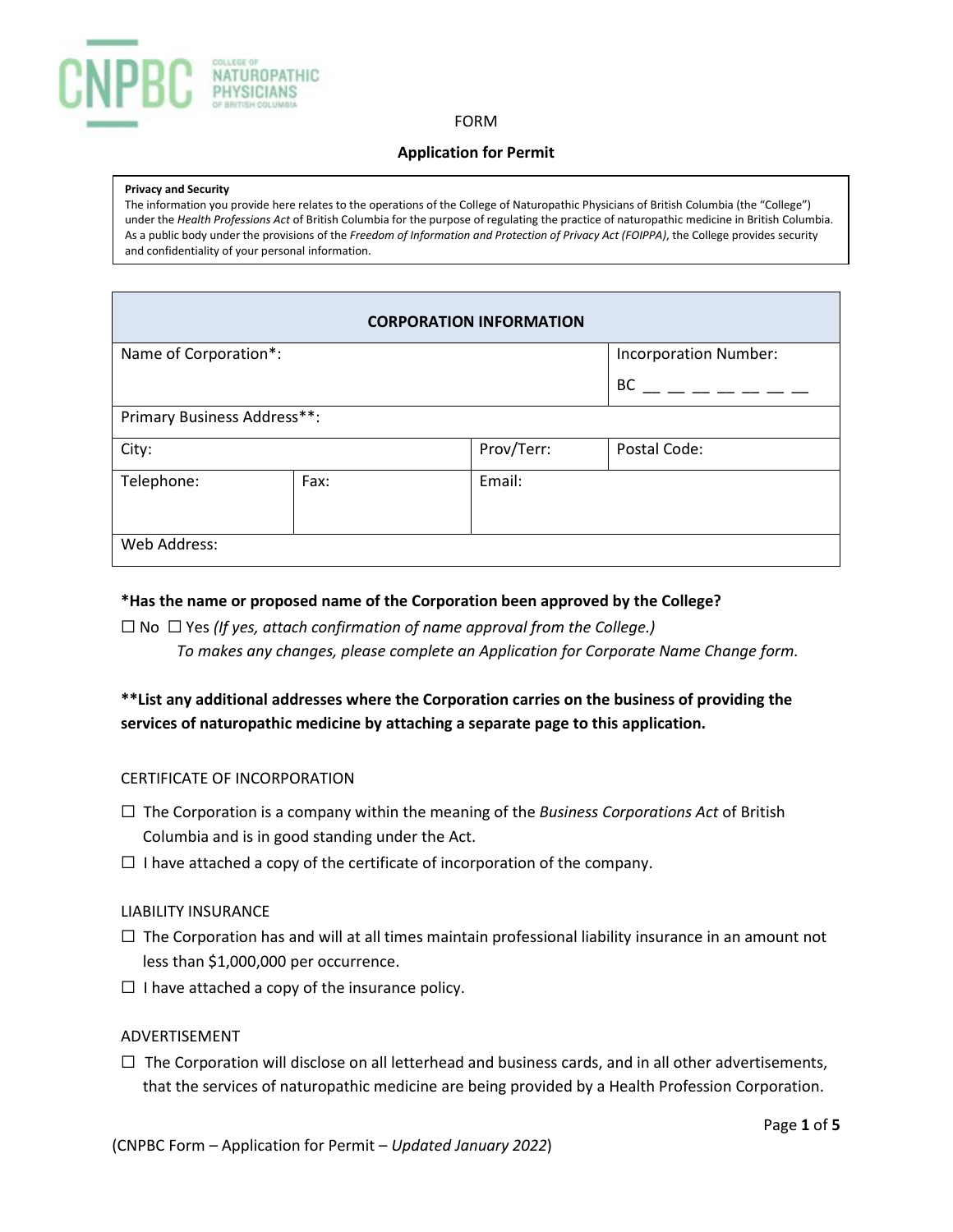FORM

**Application for Permit**

| **Privacy and Security** |
|---|
| The information you provide here relates to the operations of the College of Naturopathic Physicians of British Columbia (the "College") under the *Health Professions Act* of British Columbia for the purpose of regulating the practice of naturopathic medicine in British Columbia. As a public body under the provisions of the *Freedom of Information and Protection of Privacy Act (FOIPPA)*, the College provides security and confidentiality of your personal information. |

| **CORPORATION INFORMATION** | | | |
|---|---|---|---|
| Name of Corporation*: | | | Incorporation Number: BC __ __ __ __ __ __ __ |
| Primary Business Address**: | | | |
| City: | | Prov/Terr: | Postal Code: |
| Telephone: | Fax: | Email: | |
| Web Address: | | | |

**\*Has the name or proposed name of the Corporation been approved by the College?**

☐ No ☐ Yes *(If yes, attach confirmation of name approval from the College.)*

*To makes any changes, please complete an Application for Corporate Name Change form.*

**\*\*List any additional addresses where the Corporation carries on the business of providing the services of naturopathic medicine by attaching a separate page to this application.**

CERTIFICATE OF INCORPORATION

☐ The Corporation is a company within the meaning of the *Business Corporations Act* of British Columbia and is in good standing under the Act.

☐ I have attached a copy of the certificate of incorporation of the company.

LIABILITY INSURANCE

☐ The Corporation has and will at all times maintain professional liability insurance in an amount not less than $1,000,000 per occurrence.

☐ I have attached a copy of the insurance policy.

ADVERTISEMENT

☐ The Corporation will disclose on all letterhead and business cards, and in all other advertisements, that the services of naturopathic medicine are being provided by a Health Profession Corporation.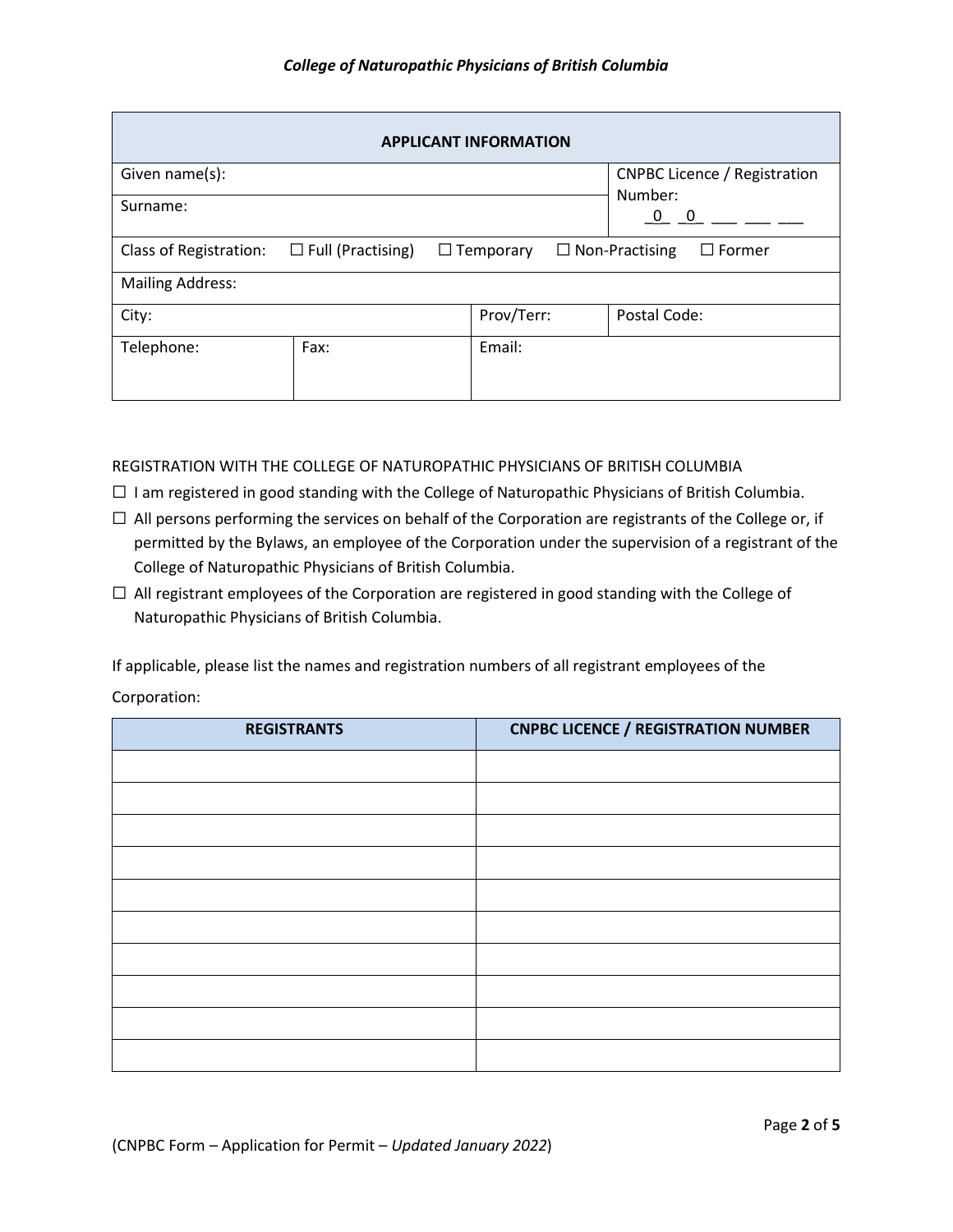| APPLICANT INFORMATION | | | |
|---|---|---|---|
| Given name(s): | | | CNPBC Licence / Registration Number: _0_ _0_ ___ ___ ___ |
| Surname: | | | |
| Class of Registration: ☐ Full (Practising) ☐ Temporary ☐ Non-Practising ☐ Former | | | |
| Mailing Address: | | | |
| City: | | Prov/Terr: | Postal Code: |
| Telephone: | Fax: | Email: | |

REGISTRATION WITH THE COLLEGE OF NATUROPATHIC PHYSICIANS OF BRITISH COLUMBIA

☐ I am registered in good standing with the College of Naturopathic Physicians of British Columbia.

☐ All persons performing the services on behalf of the Corporation are registrants of the College or, if permitted by the Bylaws, an employee of the Corporation under the supervision of a registrant of the College of Naturopathic Physicians of British Columbia.

☐ All registrant employees of the Corporation are registered in good standing with the College of Naturopathic Physicians of British Columbia.

If applicable, please list the names and registration numbers of all registrant employees of the Corporation:

| REGISTRANTS | CNPBC LICENCE / REGISTRATION NUMBER |
|---|---|
| | |
| | |
| | |
| | |
| | |
| | |
| | |
| | |
| | |
| | |

(CNPBC Form – Application for Permit – *Updated January 2022*)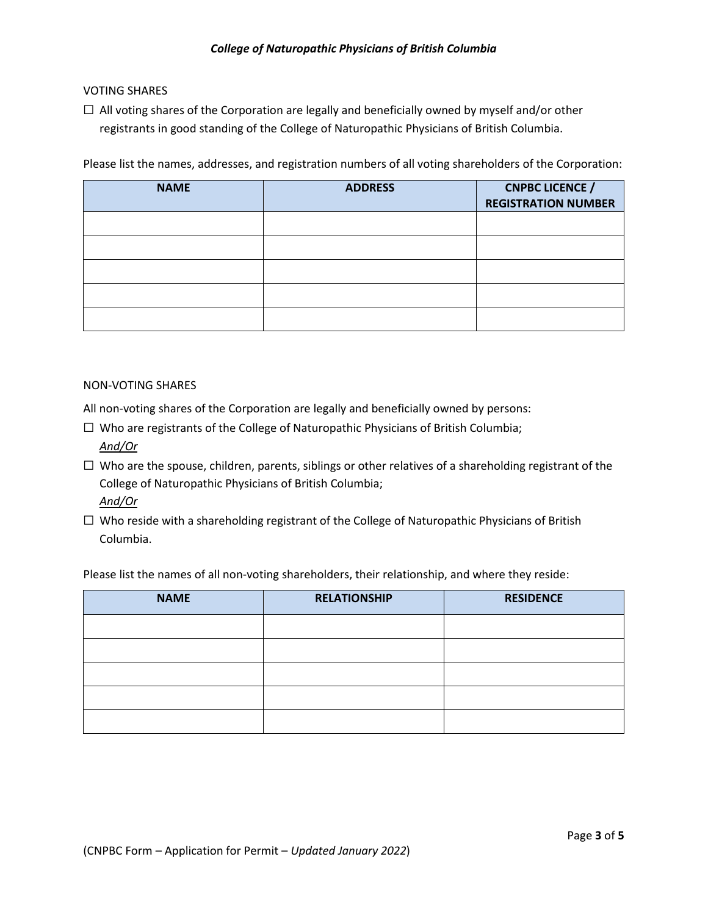VOTING SHARES

☐ All voting shares of the Corporation are legally and beneficially owned by myself and/or other registrants in good standing of the College of Naturopathic Physicians of British Columbia.

Please list the names, addresses, and registration numbers of all voting shareholders of the Corporation:

| NAME | ADDRESS | CNPBC LICENCE / REGISTRATION NUMBER |
|---|---|---|
| | | |
| | | |
| | | |
| | | |
| | | |

NON-VOTING SHARES

All non-voting shares of the Corporation are legally and beneficially owned by persons:

☐ Who are registrants of the College of Naturopathic Physicians of British Columbia;
*And/Or*

☐ Who are the spouse, children, parents, siblings or other relatives of a shareholding registrant of the College of Naturopathic Physicians of British Columbia;
*And/Or*

☐ Who reside with a shareholding registrant of the College of Naturopathic Physicians of British Columbia.

Please list the names of all non-voting shareholders, their relationship, and where they reside:

| NAME | RELATIONSHIP | RESIDENCE |
|---|---|---|
| | | |
| | | |
| | | |
| | | |
| | | |

(CNPBC Form – Application for Permit – *Updated January 2022*)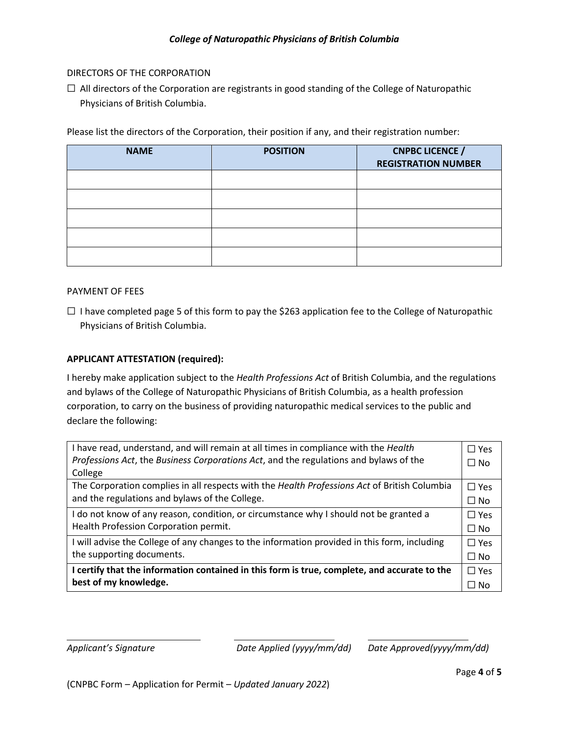DIRECTORS OF THE CORPORATION

☐ All directors of the Corporation are registrants in good standing of the College of Naturopathic Physicians of British Columbia.

Please list the directors of the Corporation, their position if any, and their registration number:

| NAME | POSITION | CNPBC LICENCE / REGISTRATION NUMBER |
|---|---|---|
| | | |
| | | |
| | | |
| | | |
| | | |

PAYMENT OF FEES

☐ I have completed page 5 of this form to pay the $263 application fee to the College of Naturopathic Physicians of British Columbia.

**APPLICANT ATTESTATION (required):**

I hereby make application subject to the *Health Professions Act* of British Columbia, and the regulations and bylaws of the College of Naturopathic Physicians of British Columbia, as a health profession corporation, to carry on the business of providing naturopathic medical services to the public and declare the following:

| | |
|---|---|
| I have read, understand, and will remain at all times in compliance with the *Health Professions Act*, the *Business Corporations Act*, and the regulations and bylaws of the College | ☐ Yes ☐ No |
| The Corporation complies in all respects with the *Health Professions Act* of British Columbia and the regulations and bylaws of the College. | ☐ Yes ☐ No |
| I do not know of any reason, condition, or circumstance why I should not be granted a Health Profession Corporation permit. | ☐ Yes ☐ No |
| I will advise the College of any changes to the information provided in this form, including the supporting documents. | ☐ Yes ☐ No |
| **I certify that the information contained in this form is true, complete, and accurate to the best of my knowledge.** | ☐ Yes ☐ No |

_______________________ _______________________ _______________________

*Applicant's Signature* *Date Applied (yyyy/mm/dd)* *Date Approved(yyyy/mm/dd)*

(CNPBC Form – Application for Permit – *Updated January 2022*)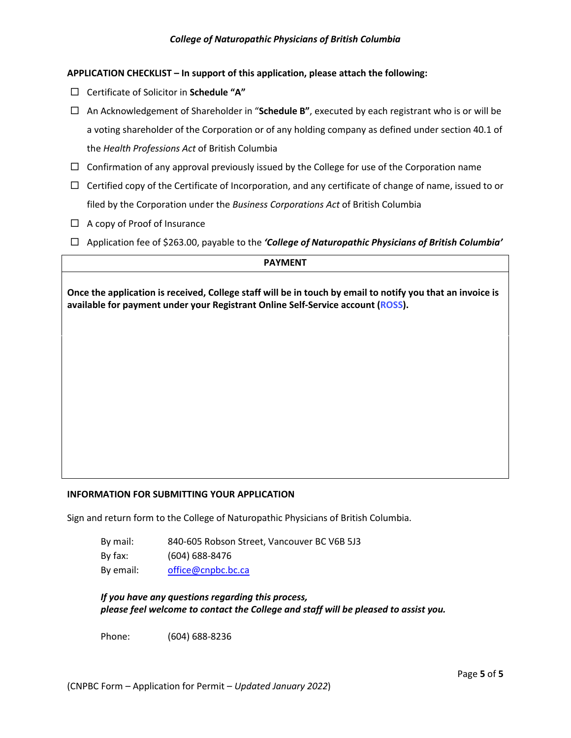**APPLICATION CHECKLIST – In support of this application, please attach the following:**

- ☐ Certificate of Solicitor in **Schedule "A"**
- ☐ An Acknowledgement of Shareholder in "**Schedule B"**, executed by each registrant who is or will be a voting shareholder of the Corporation or of any holding company as defined under section 40.1 of the *Health Professions Act* of British Columbia
- ☐ Confirmation of any approval previously issued by the College for use of the Corporation name
- ☐ Certified copy of the Certificate of Incorporation, and any certificate of change of name, issued to or filed by the Corporation under the *Business Corporations Act* of British Columbia
- ☐ A copy of Proof of Insurance
- ☐ Application fee of $263.00, payable to the ***'College of Naturopathic Physicians of British Columbia'***

| PAYMENT |
| --- |
| **Once the application is received, College staff will be in touch by email to notify you that an invoice is available for payment under your Registrant Online Self-Service account (ROSS).** |

**INFORMATION FOR SUBMITTING YOUR APPLICATION**

Sign and return form to the College of Naturopathic Physicians of British Columbia.

By mail: 840-605 Robson Street, Vancouver BC V6B 5J3
By fax: (604) 688-8476
By email: office@cnpbc.bc.ca

***If you have any questions regarding this process, please feel welcome to contact the College and staff will be pleased to assist you.***

Phone: (604) 688-8236

(CNPBC Form – Application for Permit – *Updated January 2022*)